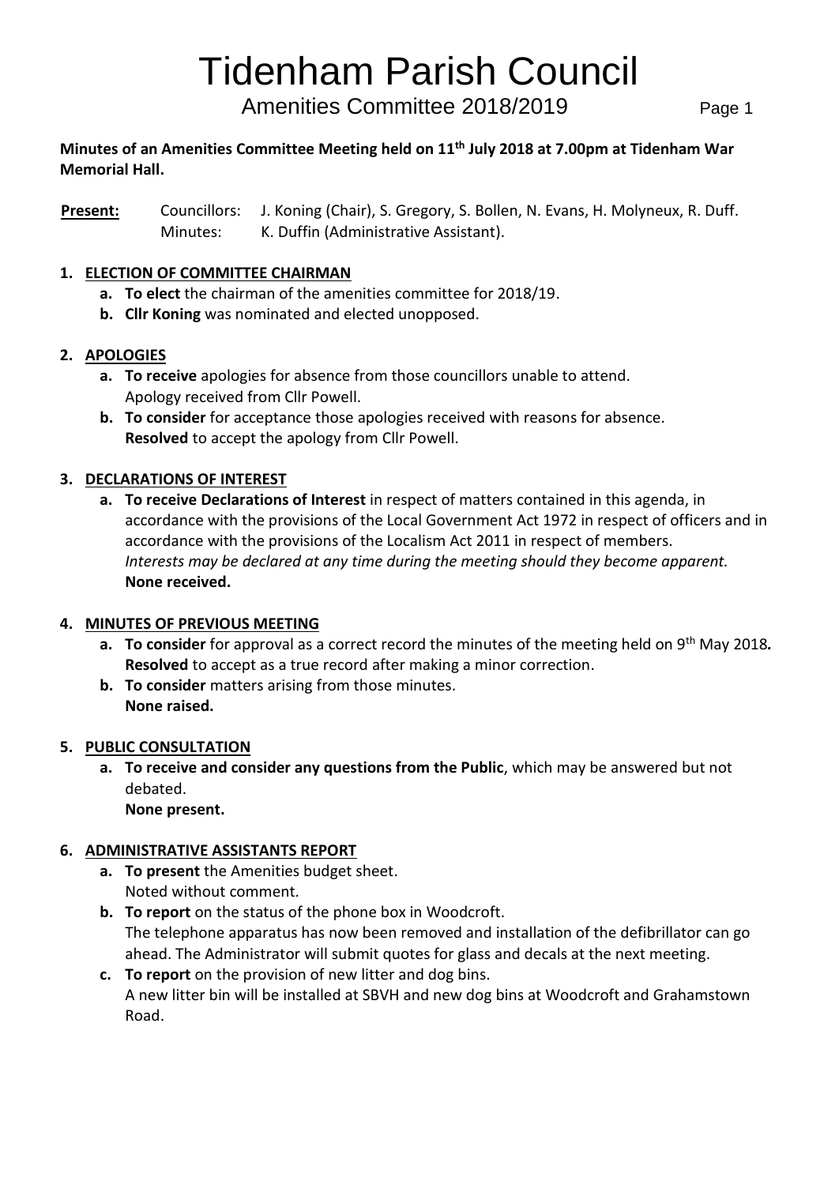# Tidenham Parish Council

## Amenities Committee 2018/2019

**Minutes of an Amenities Committee Meeting held on 11th July 2018 at 7.00pm at Tidenham War Memorial Hall.**

**Present:** Councillors: J. Koning (Chair), S. Gregory, S. Bollen, N. Evans, H. Molyneux, R. Duff.
Minutes: K. Duffin (Administrative Assistant).

1. **ELECTION OF COMMITTEE CHAIRMAN**
   a. **To elect** the chairman of the amenities committee for 2018/19.
   b. **Cllr Koning** was nominated and elected unopposed.

2. **APOLOGIES**
   a. **To receive** apologies for absence from those councillors unable to attend.
   Apology received from Cllr Powell.
   b. **To consider** for acceptance those apologies received with reasons for absence.
   **Resolved** to accept the apology from Cllr Powell.

3. **DECLARATIONS OF INTEREST**
   a. **To receive Declarations of Interest** in respect of matters contained in this agenda, in accordance with the provisions of the Local Government Act 1972 in respect of officers and in accordance with the provisions of the Localism Act 2011 in respect of members.
   *Interests may be declared at any time during the meeting should they become apparent.*
   **None received.**

4. **MINUTES OF PREVIOUS MEETING**
   a. **To consider** for approval as a correct record the minutes of the meeting held on 9th May 2018.
   **Resolved** to accept as a true record after making a minor correction.
   b. **To consider** matters arising from those minutes.
   **None raised.**

5. **PUBLIC CONSULTATION**
   a. **To receive and consider any questions from the Public**, which may be answered but not debated.
   **None present.**

6. **ADMINISTRATIVE ASSISTANTS REPORT**
   a. **To present** the Amenities budget sheet.
   Noted without comment.
   b. **To report** on the status of the phone box in Woodcroft.
   The telephone apparatus has now been removed and installation of the defibrillator can go ahead. The Administrator will submit quotes for glass and decals at the next meeting.
   c. **To report** on the provision of new litter and dog bins.
   A new litter bin will be installed at SBVH and new dog bins at Woodcroft and Grahamstown Road.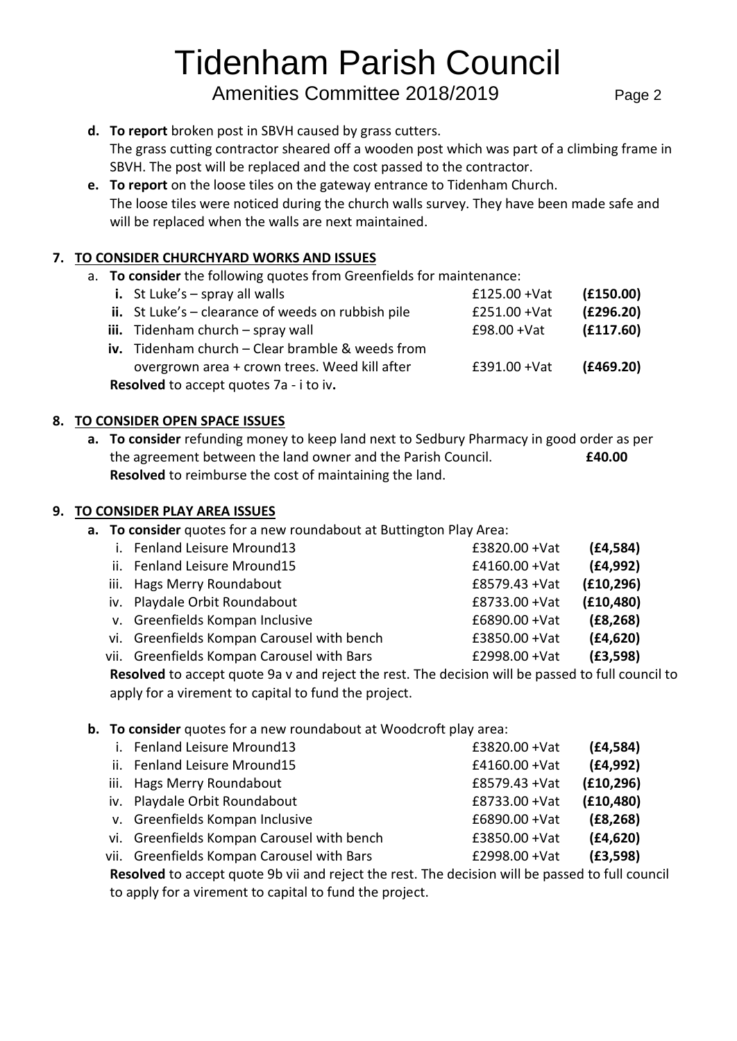# Tidenham Parish Council

Amenities Committee 2018/2019

- **d. To report** broken post in SBVH caused by grass cutters.
  The grass cutting contractor sheared off a wooden post which was part of a climbing frame in SBVH. The post will be replaced and the cost passed to the contractor.
- **e. To report** on the loose tiles on the gateway entrance to Tidenham Church.
  The loose tiles were noticed during the church walls survey. They have been made safe and will be replaced when the walls are next maintained.

## 7. TO CONSIDER CHURCHYARD WORKS AND ISSUES

a. **To consider** the following quotes from Greenfields for maintenance:

| | | | |
|---|---|---|---|
| **i.** | St Luke's – spray all walls | £125.00 +Vat | **(£150.00)** |
| **ii.** | St Luke's – clearance of weeds on rubbish pile | £251.00 +Vat | **(£296.20)** |
| **iii.** | Tidenham church – spray wall | £98.00 +Vat | **(£117.60)** |
| **iv.** | Tidenham church – Clear bramble & weeds from overgrown area + crown trees. Weed kill after | £391.00 +Vat | **(£469.20)** |

**Resolved** to accept quotes 7a - i to iv**.**

## 8. TO CONSIDER OPEN SPACE ISSUES

**a. To consider** refunding money to keep land next to Sedbury Pharmacy in good order as per the agreement between the land owner and the Parish Council. **£40.00**

**Resolved** to reimburse the cost of maintaining the land.

## 9. TO CONSIDER PLAY AREA ISSUES

**a. To consider** quotes for a new roundabout at Buttington Play Area:

| | | | |
|---|---|---|---|
| i. | Fenland Leisure Mround13 | £3820.00 +Vat | **(£4,584)** |
| ii. | Fenland Leisure Mround15 | £4160.00 +Vat | **(£4,992)** |
| iii. | Hags Merry Roundabout | £8579.43 +Vat | **(£10,296)** |
| iv. | Playdale Orbit Roundabout | £8733.00 +Vat | **(£10,480)** |
| v. | Greenfields Kompan Inclusive | £6890.00 +Vat | **(£8,268)** |
| vi. | Greenfields Kompan Carousel with bench | £3850.00 +Vat | **(£4,620)** |
| vii. | Greenfields Kompan Carousel with Bars | £2998.00 +Vat | **(£3,598)** |

**Resolved** to accept quote 9a v and reject the rest. The decision will be passed to full council to apply for a virement to capital to fund the project.

**b. To consider** quotes for a new roundabout at Woodcroft play area:

| | | | |
|---|---|---|---|
| i. | Fenland Leisure Mround13 | £3820.00 +Vat | **(£4,584)** |
| ii. | Fenland Leisure Mround15 | £4160.00 +Vat | **(£4,992)** |
| iii. | Hags Merry Roundabout | £8579.43 +Vat | **(£10,296)** |
| iv. | Playdale Orbit Roundabout | £8733.00 +Vat | **(£10,480)** |
| v. | Greenfields Kompan Inclusive | £6890.00 +Vat | **(£8,268)** |
| vi. | Greenfields Kompan Carousel with bench | £3850.00 +Vat | **(£4,620)** |
| vii. | Greenfields Kompan Carousel with Bars | £2998.00 +Vat | **(£3,598)** |

**Resolved** to accept quote 9b vii and reject the rest. The decision will be passed to full council to apply for a virement to capital to fund the project.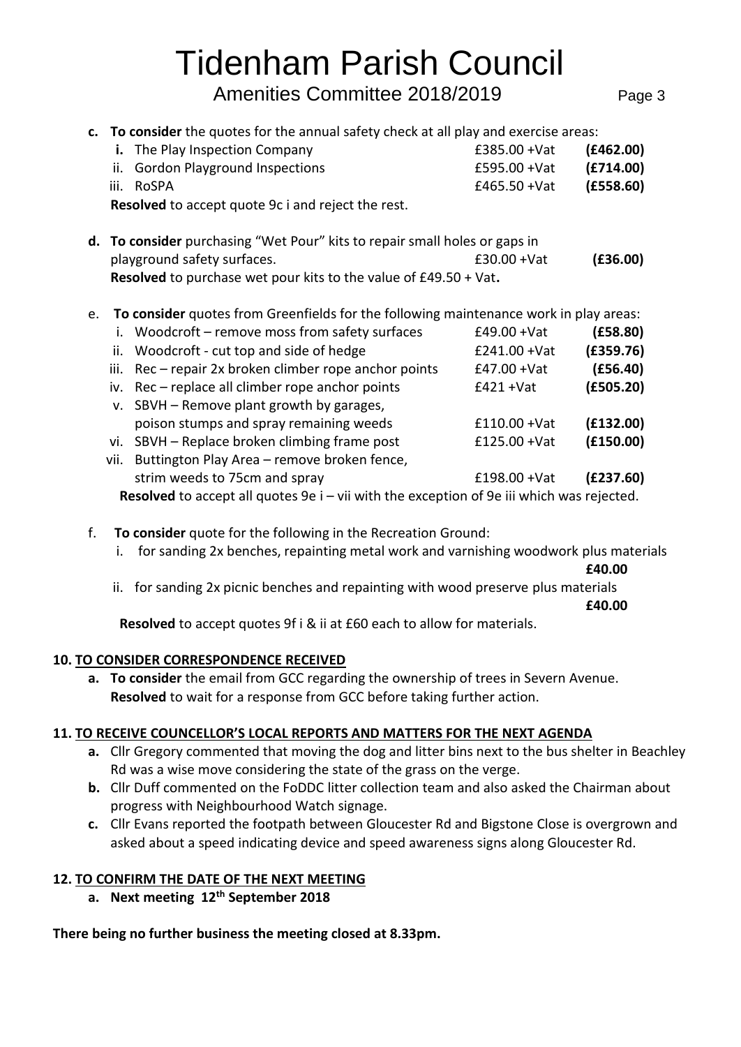**c. To consider** the quotes for the annual safety check at all play and exercise areas:

| | | | |
|---|---|---|---|
| **i.** | The Play Inspection Company | £385.00 +Vat | **(£462.00)** |
| ii. | Gordon Playground Inspections | £595.00 +Vat | **(£714.00)** |
| iii. | RoSPA | £465.50 +Vat | **(£558.60)** |

**Resolved** to accept quote 9c i and reject the rest.

**d. To consider** purchasing "Wet Pour" kits to repair small holes or gaps in playground safety surfaces. £30.00 +Vat **(£36.00)**

**Resolved** to purchase wet pour kits to the value of £49.50 + Vat**.**

e. **To consider** quotes from Greenfields for the following maintenance work in play areas:

| | | | |
|---|---|---|---|
| i. | Woodcroft – remove moss from safety surfaces | £49.00 +Vat | **(£58.80)** |
| ii. | Woodcroft - cut top and side of hedge | £241.00 +Vat | **(£359.76)** |
| iii. | Rec – repair 2x broken climber rope anchor points | £47.00 +Vat | **(£56.40)** |
| iv. | Rec – replace all climber rope anchor points | £421 +Vat | **(£505.20)** |
| v. | SBVH – Remove plant growth by garages, poison stumps and spray remaining weeds | £110.00 +Vat | **(£132.00)** |
| vi. | SBVH – Replace broken climbing frame post | £125.00 +Vat | **(£150.00)** |
| vii. | Buttington Play Area – remove broken fence, strim weeds to 75cm and spray | £198.00 +Vat | **(£237.60)** |

**Resolved** to accept all quotes 9e i – vii with the exception of 9e iii which was rejected.

f. **To consider** quote for the following in the Recreation Ground:

i. for sanding 2x benches, repainting metal work and varnishing woodwork plus materials **£40.00**

ii. for sanding 2x picnic benches and repainting with wood preserve plus materials **£40.00**

**Resolved** to accept quotes 9f i & ii at £60 each to allow for materials.

## 10. TO CONSIDER CORRESPONDENCE RECEIVED

**a. To consider** the email from GCC regarding the ownership of trees in Severn Avenue.
**Resolved** to wait for a response from GCC before taking further action.

## 11. TO RECEIVE COUNCELLOR'S LOCAL REPORTS AND MATTERS FOR THE NEXT AGENDA

**a.** Cllr Gregory commented that moving the dog and litter bins next to the bus shelter in Beachley Rd was a wise move considering the state of the grass on the verge.

**b.** Cllr Duff commented on the FoDDC litter collection team and also asked the Chairman about progress with Neighbourhood Watch signage.

**c.** Cllr Evans reported the footpath between Gloucester Rd and Bigstone Close is overgrown and asked about a speed indicating device and speed awareness signs along Gloucester Rd.

## 12. TO CONFIRM THE DATE OF THE NEXT MEETING

**a. Next meeting 12th September 2018**

**There being no further business the meeting closed at 8.33pm.**